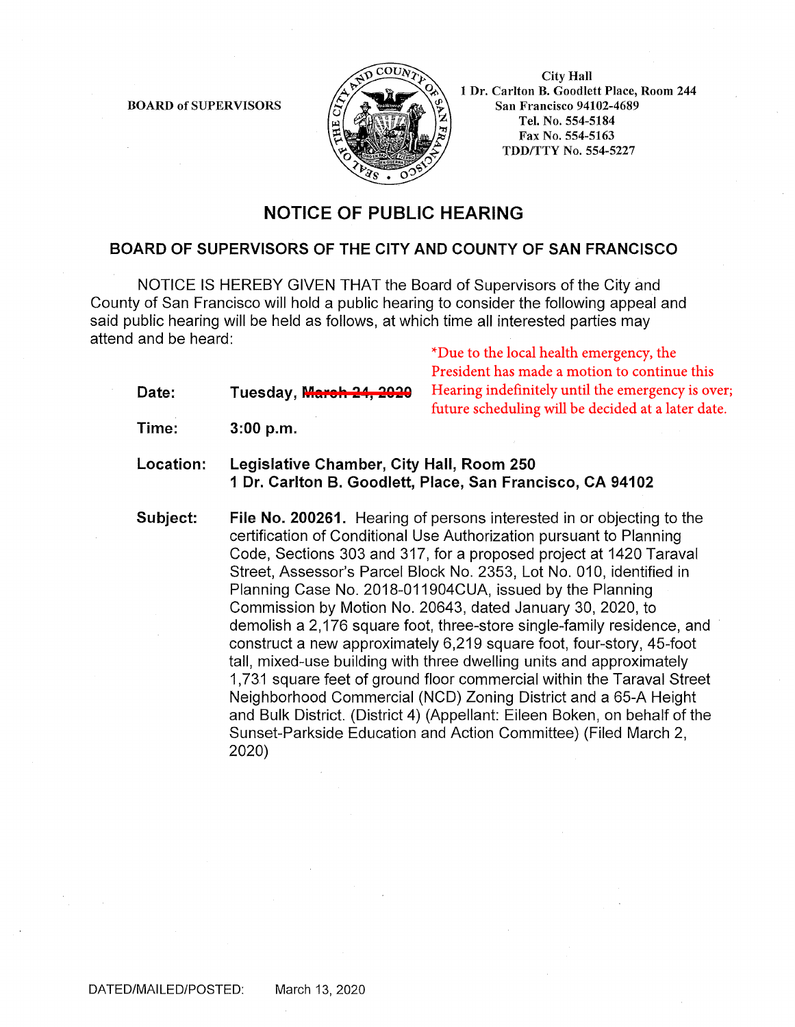BOARD of SUPERVISORS

City Hall
1 Dr. Carlton B. Goodlett Place, Room 244
San Francisco 94102-4689
Tel. No. 554-5184
Fax No. 554-5163
TDD/TTY No. 554-5227

# NOTICE OF PUBLIC HEARING

## BOARD OF SUPERVISORS OF THE CITY AND COUNTY OF SAN FRANCISCO

NOTICE IS HEREBY GIVEN THAT the Board of Supervisors of the City and County of San Francisco will hold a public hearing to consider the following appeal and said public hearing will be held as follows, at which time all interested parties may attend and be heard:

**Date:** **Tuesday, ~~March 24, 2020~~**

*Due to the local health emergency, the President has made a motion to continue this Hearing indefinitely until the emergency is over; future scheduling will be decided at a later date.

**Time:** **3:00 p.m.**

**Location:** **Legislative Chamber, City Hall, Room 250**
**1 Dr. Carlton B. Goodlett, Place, San Francisco, CA 94102**

**Subject:** **File No. 200261.** Hearing of persons interested in or objecting to the certification of Conditional Use Authorization pursuant to Planning Code, Sections 303 and 317, for a proposed project at 1420 Taraval Street, Assessor's Parcel Block No. 2353, Lot No. 010, identified in Planning Case No. 2018-011904CUA, issued by the Planning Commission by Motion No. 20643, dated January 30, 2020, to demolish a 2,176 square foot, three-store single-family residence, and construct a new approximately 6,219 square foot, four-story, 45-foot tall, mixed-use building with three dwelling units and approximately 1,731 square feet of ground floor commercial within the Taraval Street Neighborhood Commercial (NCD) Zoning District and a 65-A Height and Bulk District. (District 4) (Appellant: Eileen Boken, on behalf of the Sunset-Parkside Education and Action Committee) (Filed March 2, 2020)

DATED/MAILED/POSTED: March 13, 2020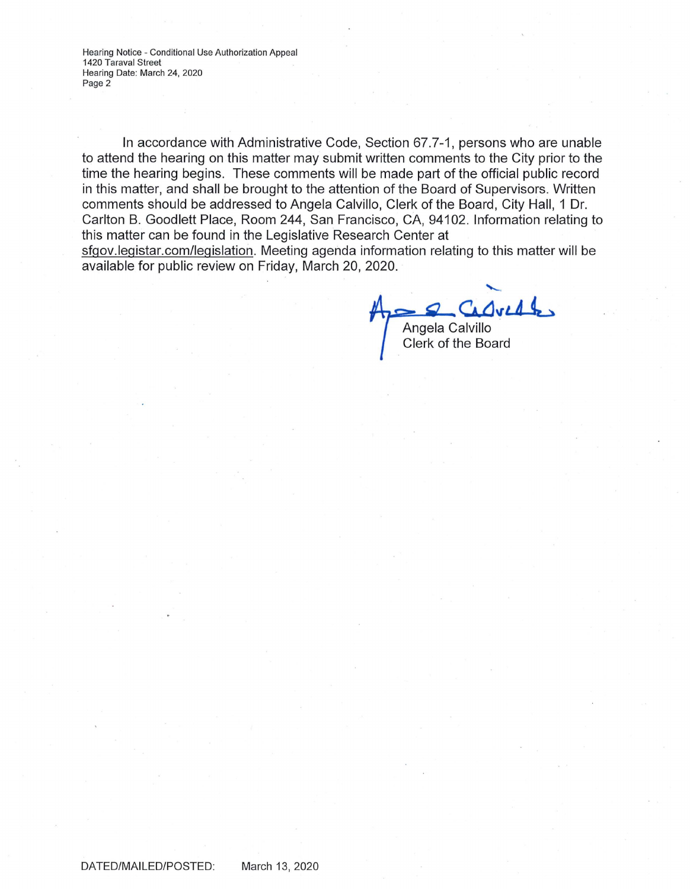In accordance with Administrative Code, Section 67.7-1, persons who are unable to attend the hearing on this matter may submit written comments to the City prior to the time the hearing begins. These comments will be made part of the official public record in this matter, and shall be brought to the attention of the Board of Supervisors. Written comments should be addressed to Angela Calvillo, Clerk of the Board, City Hall, 1 Dr. Carlton B. Goodlett Place, Room 244, San Francisco, CA, 94102. Information relating to this matter can be found in the Legislative Research Center at sfgov.legistar.com/legislation. Meeting agenda information relating to this matter will be available for public review on Friday, March 20, 2020.

Angela Calvillo
Clerk of the Board

DATED/MAILED/POSTED: March 13, 2020